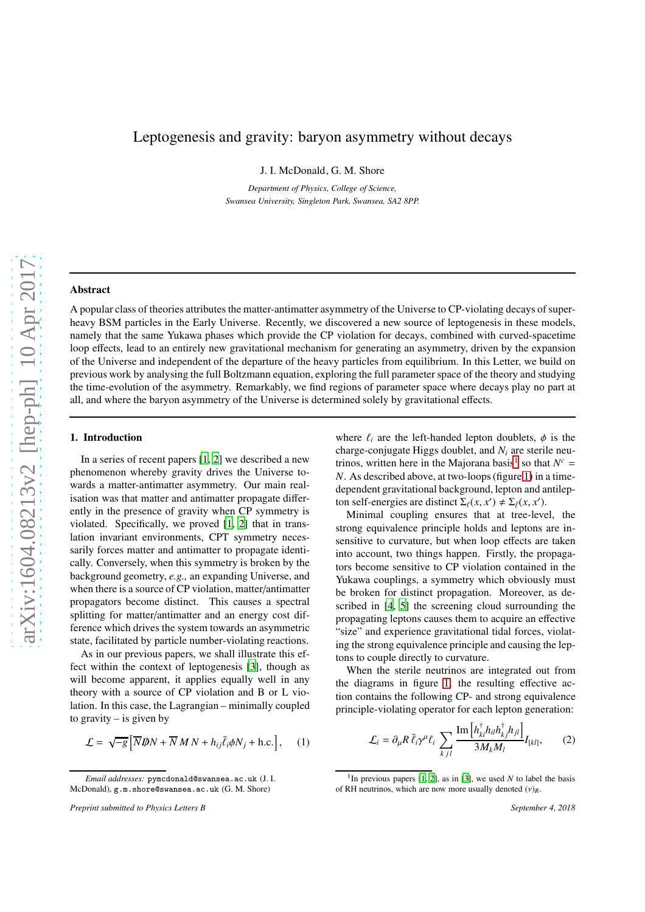# Leptogenesis and gravity: baryon asymmetry without decays

J. I. McDonald, G. M. Shore

*Department of Physics, College of Science, Swansea University, Singleton Park, Swansea, SA2 8PP.*

## Abstract

A popular class of theories attributes the matter-antimatter asymmetry of the Universe to CP-violating decays of super-heavy BSM particles in the Early Universe. Recently, we discovered a new source of leptogenesis in these models, namely that the same Yukawa phases which provide the CP violation for decays, combined with curved-spacetime loop effects, lead to an entirely new gravitational mechanism for generating an asymmetry, driven by the expansion of the Universe and independent of the departure of the heavy particles from equilibrium. In this Letter, we build on previous work by analysing the full Boltzmann equation, exploring the full parameter space of the theory and studying the time-evolution of the asymmetry. Remarkably, we find regions of parameter space where decays play no part at all, and where the baryon asymmetry of the Universe is determined solely by gravitational effects.

## 1. Introduction

In a series of recent papers [1, 2] we described a new phenomenon whereby gravity drives the Universe towards a matter-antimatter asymmetry. Our main realisation was that matter and antimatter propagate differently in the presence of gravity when CP symmetry is violated. Specifically, we proved [1, 2] that in translation invariant environments, CPT symmetry necessarily forces matter and antimatter to propagate identically. Conversely, when this symmetry is broken by the background geometry, *e.g.*, an expanding Universe, and when there is a source of CP violation, matter/antimatter propagators become distinct. This causes a spectral splitting for matter/antimatter and an energy cost difference which drives the system towards an asymmetric state, facilitated by particle number-violating reactions.

As in our previous papers, we shall illustrate this effect within the context of leptogenesis [3], though as will become apparent, it applies equally well in any theory with a source of CP violation and B or L violation. In this case, the Lagrangian – minimally coupled to gravity – is given by

$$\mathcal{L} = \sqrt{-g}\left[\overline{N}\not{D}N + \overline{N}\,M\,N + h_{ij}\bar{\ell}_i\phi N_j + \text{h.c.}\right], \qquad (1)$$

where $\ell_i$ are the left-handed lepton doublets, $\phi$ is the charge-conjugate Higgs doublet, and $N_i$ are sterile neutrinos, written here in the Majorana basis[1] so that $N^c = N$. As described above, at two-loops (figure 1) in a time-dependent gravitational background, lepton and antilepton self-energies are distinct $\Sigma_\ell(x,x') \neq \Sigma_{\bar{\ell}}(x,x')$.

Minimal coupling ensures that at tree-level, the strong equivalence principle holds and leptons are insensitive to curvature, but when loop effects are taken into account, two things happen. Firstly, the propagators become sensitive to CP violation contained in the Yukawa couplings, a symmetry which obviously must be broken for distinct propagation. Moreover, as described in [4, 5] the screening cloud surrounding the propagating leptons causes them to acquire an effective "size" and experience gravitational tidal forces, violating the strong equivalence principle and causing the leptons to couple directly to curvature.

When the sterile neutrinos are integrated out from the diagrams in figure 1, the resulting effective action contains the following CP- and strong equivalence principle-violating operator for each lepton generation:

$$\mathcal{L}_i = \partial_\mu R\,\bar{\ell}_i\gamma^\mu\ell_i \sum_{kjl} \frac{\text{Im}\left[h^\dagger_{ki}h_{il}h^\dagger_{kj}h_{jl}\right]}{3M_kM_l} I_{[kl]}, \qquad (2)$$

*Email addresses:* pymcdonald@swansea.ac.uk (J. I. McDonald), g.m.shore@swansea.ac.uk (G. M. Shore)

[1] In previous papers [1, 2], as in [3], we used $N$ to label the basis of RH neutrinos, which are now more usually denoted $(\nu)_R$.

*Preprint submitted to Physics Letters B* — September 4, 2018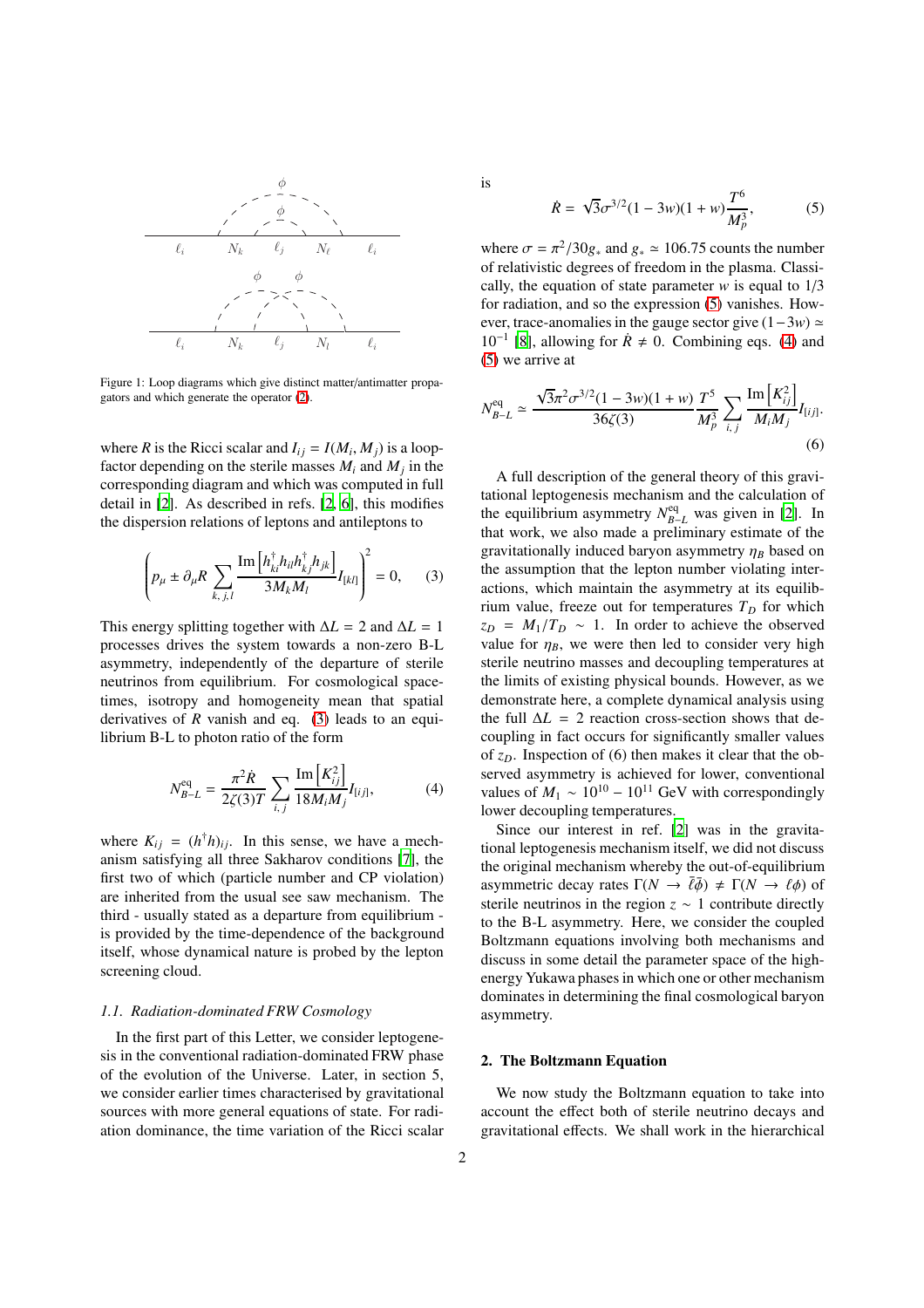Figure 1: Loop diagrams which give distinct matter/antimatter propagators and which generate the operator (2).

where $R$ is the Ricci scalar and $I_{ij} = I(M_i, M_j)$ is a loop-factor depending on the sterile masses $M_i$ and $M_j$ in the corresponding diagram and which was computed in full detail in [2]. As described in refs. [2, 6], this modifies the dispersion relations of leptons and antileptons to

$$\left(p_\mu \pm \partial_\mu R \sum_{k,j,l} \frac{\mathrm{Im}\left[h^\dagger_{ki} h_{il} h^\dagger_{kj} h_{jk}\right]}{3M_k M_l} I_{[kl]}\right)^2 = 0, \qquad (3)$$

This energy splitting together with $\Delta L = 2$ and $\Delta L = 1$ processes drives the system towards a non-zero B-L asymmetry, independently of the departure of sterile neutrinos from equilibrium. For cosmological space-times, isotropy and homogeneity mean that spatial derivatives of $R$ vanish and eq. (3) leads to an equilibrium B-L to photon ratio of the form

$$N^{\mathrm{eq}}_{B-L} = \frac{\pi^2 \dot{R}}{2\zeta(3)T} \sum_{i,j} \frac{\mathrm{Im}\left[K^2_{ij}\right]}{18 M_i M_j} I_{[ij]}, \qquad (4)$$

where $K_{ij} = (h^\dagger h)_{ij}$. In this sense, we have a mechanism satisfying all three Sakharov conditions [7], the first two of which (particle number and CP violation) are inherited from the usual see saw mechanism. The third - usually stated as a departure from equilibrium - is provided by the time-dependence of the background itself, whose dynamical nature is probed by the lepton screening cloud.

### 1.1. Radiation-dominated FRW Cosmology

In the first part of this Letter, we consider leptogenesis in the conventional radiation-dominated FRW phase of the evolution of the Universe. Later, in section 5, we consider earlier times characterised by gravitational sources with more general equations of state. For radiation dominance, the time variation of the Ricci scalar is

$$\dot{R} = \sqrt{3}\sigma^{3/2}(1-3w)(1+w)\frac{T^6}{M_p^3}, \qquad (5)$$

where $\sigma = \pi^2/30g_*$ and $g_* \simeq 106.75$ counts the number of relativistic degrees of freedom in the plasma. Classically, the equation of state parameter $w$ is equal to 1/3 for radiation, and so the expression (5) vanishes. However, trace-anomalies in the gauge sector give $(1-3w) \simeq 10^{-1}$ [8], allowing for $\dot{R} \neq 0$. Combining eqs. (4) and (5) we arrive at

$$N^{\mathrm{eq}}_{B-L} \simeq \frac{\sqrt{3}\pi^2\sigma^{3/2}(1-3w)(1+w)}{36\zeta(3)} \frac{T^5}{M_p^3} \sum_{i,j} \frac{\mathrm{Im}\left[K^2_{ij}\right]}{M_i M_j} I_{[ij]}. \qquad (6)$$

A full description of the general theory of this gravitational leptogenesis mechanism and the calculation of the equilibrium asymmetry $N^{\mathrm{eq}}_{B-L}$ was given in [2]. In that work, we also made a preliminary estimate of the gravitationally induced baryon asymmetry $\eta_B$ based on the assumption that the lepton number violating interactions, which maintain the asymmetry at its equilibrium value, freeze out for temperatures $T_D$ for which $z_D = M_1/T_D \sim 1$. In order to achieve the observed value for $\eta_B$, we were then led to consider very high sterile neutrino masses and decoupling temperatures at the limits of existing physical bounds. However, as we demonstrate here, a complete dynamical analysis using the full $\Delta L = 2$ reaction cross-section shows that decoupling in fact occurs for significantly smaller values of $z_D$. Inspection of (6) then makes it clear that the observed asymmetry is achieved for lower, conventional values of $M_1 \sim 10^{10} - 10^{11}$ GeV with correspondingly lower decoupling temperatures.

Since our interest in ref. [2] was in the gravitational leptogenesis mechanism itself, we did not discuss the original mechanism whereby the out-of-equilibrium asymmetric decay rates $\Gamma(N \to \bar{\ell}\bar{\phi}) \neq \Gamma(N \to \ell\phi)$ of sterile neutrinos in the region $z \sim 1$ contribute directly to the B-L asymmetry. Here, we consider the coupled Boltzmann equations involving both mechanisms and discuss in some detail the parameter space of the high-energy Yukawa phases in which one or other mechanism dominates in determining the final cosmological baryon asymmetry.

## 2. The Boltzmann Equation

We now study the Boltzmann equation to take into account the effect both of sterile neutrino decays and gravitational effects. We shall work in the hierarchical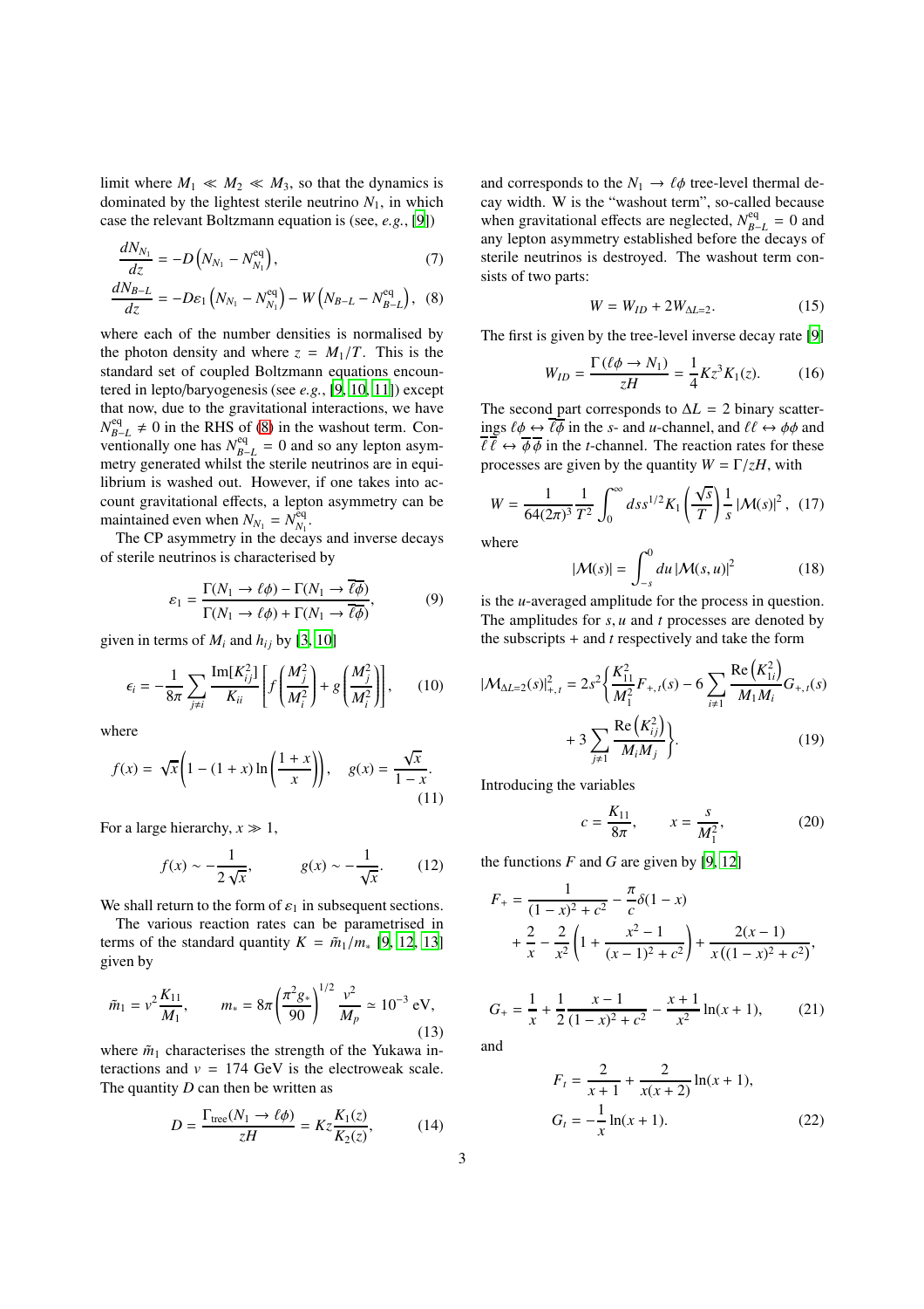limit where $M_1 \ll M_2 \ll M_3$, so that the dynamics is dominated by the lightest sterile neutrino $N_1$, in which case the relevant Boltzmann equation is (see, *e.g.*, [9])

$$\frac{dN_{N_1}}{dz} = -D\left(N_{N_1} - N_{N_1}^{\rm eq}\right), \tag{7}$$

$$\frac{dN_{B-L}}{dz} = -D\varepsilon_1\left(N_{N_1} - N_{N_1}^{\rm eq}\right) - W\left(N_{B-L} - N_{B-L}^{\rm eq}\right), \tag{8}$$

where each of the number densities is normalised by the photon density and where $z = M_1/T$. This is the standard set of coupled Boltzmann equations encountered in lepto/baryogenesis (see *e.g.*, [9, 10, 11]) except that now, due to the gravitational interactions, we have $N_{B-L}^{\rm eq} \neq 0$ in the RHS of (8) in the washout term. Conventionally one has $N_{B-L}^{\rm eq} = 0$ and so any lepton asymmetry generated whilst the sterile neutrinos are in equilibrium is washed out. However, if one takes into account gravitational effects, a lepton asymmetry can be maintained even when $N_{N_1} = N_{N_1}^{\rm eq}$.

The CP asymmetry in the decays and inverse decays of sterile neutrinos is characterised by

$$\varepsilon_1 = \frac{\Gamma(N_1 \to \ell\phi) - \Gamma(N_1 \to \overline{\ell\phi})}{\Gamma(N_1 \to \ell\phi) + \Gamma(N_1 \to \overline{\ell\phi})}, \tag{9}$$

given in terms of $M_i$ and $h_{ij}$ by [3, 10]

$$\epsilon_i = -\frac{1}{8\pi}\sum_{j\neq i}\frac{{\rm Im}[K_{ij}^2]}{K_{ii}}\left[f\left(\frac{M_j^2}{M_i^2}\right) + g\left(\frac{M_j^2}{M_i^2}\right)\right], \tag{10}$$

where

$$f(x) = \sqrt{x}\left(1 - (1+x)\ln\left(\frac{1+x}{x}\right)\right), \quad g(x) = \frac{\sqrt{x}}{1-x}. \tag{11}$$

For a large hierarchy, $x \gg 1$,

$$f(x) \sim -\frac{1}{2\sqrt{x}}, \qquad g(x) \sim -\frac{1}{\sqrt{x}}. \tag{12}$$

We shall return to the form of $\varepsilon_1$ in subsequent sections.

The various reaction rates can be parametrised in terms of the standard quantity $K = \tilde{m}_1/m_*$ [9, 12, 13] given by

$$\tilde{m}_1 = v^2\frac{K_{11}}{M_1}, \qquad m_* = 8\pi\left(\frac{\pi^2 g_*}{90}\right)^{1/2}\frac{v^2}{M_p} \simeq 10^{-3}\ {\rm eV}, \tag{13}$$

where $\tilde{m}_1$ characterises the strength of the Yukawa interactions and $v = 174$ GeV is the electroweak scale. The quantity $D$ can then be written as

$$D = \frac{\Gamma_{\rm tree}(N_1 \to \ell\phi)}{zH} = Kz\frac{K_1(z)}{K_2(z)}, \tag{14}$$

and corresponds to the $N_1 \to \ell\phi$ tree-level thermal decay width. W is the "washout term", so-called because when gravitational effects are neglected, $N_{B-L}^{\rm eq} = 0$ and any lepton asymmetry established before the decays of sterile neutrinos is destroyed. The washout term consists of two parts:

$$W = W_{ID} + 2W_{\Delta L=2}. \tag{15}$$

The first is given by the tree-level inverse decay rate [9]

$$W_{ID} = \frac{\Gamma(\ell\phi \to N_1)}{zH} = \frac{1}{4}Kz^3K_1(z). \tag{16}$$

The second part corresponds to $\Delta L = 2$ binary scatterings $\ell\phi \leftrightarrow \overline{\ell\phi}$ in the $s$- and $u$-channel, and $\ell\ell \leftrightarrow \phi\phi$ and $\overline{\ell}\,\overline{\ell} \leftrightarrow \overline{\phi}\,\overline{\phi}$ in the $t$-channel. The reaction rates for these processes are given by the quantity $W = \Gamma/zH$, with

$$W = \frac{1}{64(2\pi)^3}\frac{1}{T^2}\int_0^\infty ds\, s^{1/2}K_1\left(\frac{\sqrt{s}}{T}\right)\frac{1}{s}\left|\mathcal{M}(s)\right|^2, \tag{17}$$

where

$$|\mathcal{M}(s)| = \int_{-s}^0 du\,|\mathcal{M}(s,u)|^2 \tag{18}$$

is the $u$-averaged amplitude for the process in question. The amplitudes for $s, u$ and $t$ processes are denoted by the subscripts $+$ and $t$ respectively and take the form

$$|\mathcal{M}_{\Delta L=2}(s)|^2_{+,t} = 2s^2\left\{\frac{K_{11}^2}{M_1^2}F_{+,t}(s) - 6\sum_{i\neq 1}\frac{{\rm Re}\left(K_{1i}^2\right)}{M_1M_i}G_{+,t}(s) + 3\sum_{j\neq 1}\frac{{\rm Re}\left(K_{ij}^2\right)}{M_iM_j}\right\}. \tag{19}$$

Introducing the variables

$$c = \frac{K_{11}}{8\pi}, \qquad x = \frac{s}{M_1^2}, \tag{20}$$

the functions $F$ and $G$ are given by [9, 12]

$$F_+ = \frac{1}{(1-x)^2 + c^2} - \frac{\pi}{c}\delta(1-x) + \frac{2}{x} - \frac{2}{x^2}\left(1 + \frac{x^2-1}{(x-1)^2+c^2}\right) + \frac{2(x-1)}{x\left((1-x)^2+c^2\right)},$$

$$G_+ = \frac{1}{x} + \frac{1}{2}\frac{x-1}{(1-x)^2+c^2} - \frac{x+1}{x^2}\ln(x+1), \tag{21}$$

and

$$F_t = \frac{2}{x+1} + \frac{2}{x(x+2)}\ln(x+1),$$

$$G_t = -\frac{1}{x}\ln(x+1). \tag{22}$$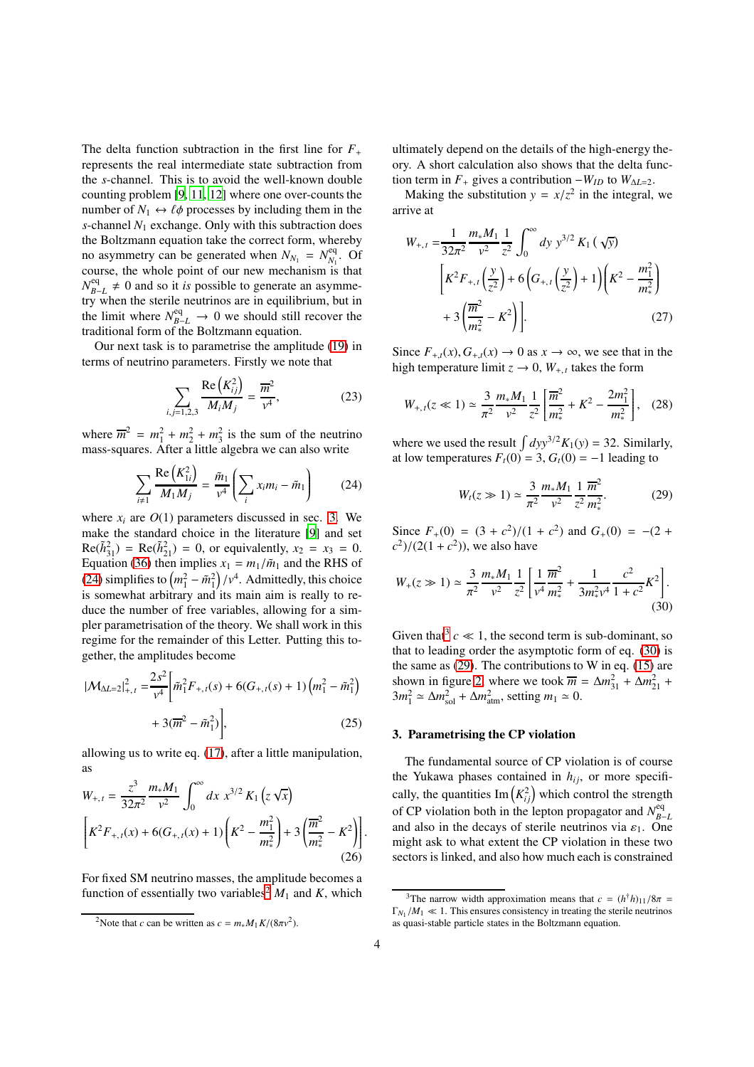The delta function subtraction in the first line for $F_+$ represents the real intermediate state subtraction from the $s$-channel. This is to avoid the well-known double counting problem [9, 11, 12] where one over-counts the number of $N_1 \leftrightarrow \ell\phi$ processes by including them in the $s$-channel $N_1$ exchange. Only with this subtraction does the Boltzmann equation take the correct form, whereby no asymmetry can be generated when $N_{N_1} = N_{N_1}^{\rm eq}$. Of course, the whole point of our new mechanism is that $N_{B-L}^{\rm eq} \neq 0$ and so it *is* possible to generate an asymmetry when the sterile neutrinos are in equilibrium, but in the limit where $N_{B-L}^{\rm eq} \to 0$ we should still recover the traditional form of the Boltzmann equation.

Our next task is to parametrise the amplitude (19) in terms of neutrino parameters. Firstly we note that

$$\sum_{i,j=1,2,3} \frac{{\rm Re}\left(K_{ij}^2\right)}{M_i M_j} = \frac{\overline{m}^2}{v^4}, \tag{23}$$

where $\overline{m}^2 = m_1^2 + m_2^2 + m_3^2$ is the sum of the neutrino mass-squares. After a little algebra we can also write

$$\sum_{i\neq 1} \frac{{\rm Re}\left(K_{1i}^2\right)}{M_1 M_j} = \frac{\tilde{m}_1}{v^4}\left(\sum_i x_i m_i - \tilde{m}_1\right) \tag{24}$$

where $x_i$ are $O(1)$ parameters discussed in sec. 3. We make the standard choice in the literature [9] and set ${\rm Re}(\tilde{h}_{31}^2) = {\rm Re}(\tilde{h}_{21}^2) = 0$, or equivalently, $x_2 = x_3 = 0$. Equation (36) then implies $x_1 = m_1/\tilde{m}_1$ and the RHS of (24) simplifies to $\left(m_1^2 - \tilde{m}_1^2\right)/v^4$. Admittedly, this choice is somewhat arbitrary and its main aim is really to reduce the number of free variables, allowing for a simpler parametrisation of the theory. We shall work in this regime for the remainder of this Letter. Putting this together, the amplitudes become

$$|\mathcal{M}_{\Delta L=2}|^2_{+,t} = \frac{2s^2}{v^4}\Big[\tilde{m}_1^2 F_{+,t}(s) + 6(G_{+,t}(s)+1)\left(m_1^2 - \tilde{m}_1^2\right) + 3(\overline{m}^2 - \tilde{m}_1^2)\Big], \tag{25}$$

allowing us to write eq. (17), after a little manipulation, as

$$W_{+,t} = \frac{z^3}{32\pi^2}\frac{m_* M_1}{v^2}\int_0^\infty dx\, x^{3/2} K_1\left(z\sqrt{x}\right) \left[K^2 F_{+,t}(x) + 6(G_{+,t}(x)+1)\left(K^2 - \frac{m_1^2}{m_*^2}\right) + 3\left(\frac{\overline{m}^2}{m_*^2} - K^2\right)\right]. \tag{26}$$

For fixed SM neutrino masses, the amplitude becomes a function of essentially two variables[2] $M_1$ and $K$, which ultimately depend on the details of the high-energy theory. A short calculation also shows that the delta function term in $F_+$ gives a contribution $-W_{ID}$ to $W_{\Delta L=2}$.

Making the substitution $y = x/z^2$ in the integral, we arrive at

$$W_{+,t} = \frac{1}{32\pi^2}\frac{m_* M_1}{v^2}\frac{1}{z^2}\int_0^\infty dy\, y^{3/2} K_1(\sqrt{y}) \left[K^2 F_{+,t}\left(\frac{y}{z^2}\right) + 6\left(G_{+,t}\left(\frac{y}{z^2}\right)+1\right)\left(K^2 - \frac{m_1^2}{m_*^2}\right) + 3\left(\frac{\overline{m}^2}{m_*^2} - K^2\right)\right]. \tag{27}$$

Since $F_{+,t}(x), G_{+,t}(x) \to 0$ as $x \to \infty$, we see that in the high temperature limit $z \to 0$, $W_{+,t}$ takes the form

$$W_{+,t}(z \ll 1) \simeq \frac{3}{\pi^2}\frac{m_* M_1}{v^2}\frac{1}{z^2}\left[\frac{\overline{m}^2}{m_*^2} + K^2 - \frac{2m_1^2}{m_*^2}\right], \tag{28}$$

where we used the result $\int dy y^{3/2} K_1(y) = 32$. Similarly, at low temperatures $F_t(0) = 3$, $G_t(0) = -1$ leading to

$$W_t(z \gg 1) \simeq \frac{3}{\pi^2}\frac{m_* M_1}{v^2}\frac{1}{z^2}\frac{\overline{m}^2}{m_*^2}. \tag{29}$$

Since $F_+(0) = (3+c^2)/(1+c^2)$ and $G_+(0) = -(2+c^2)/(2(1+c^2))$, we also have

$$W_+(z \gg 1) \simeq \frac{3}{\pi^2}\frac{m_* M_1}{v^2}\frac{1}{z^2}\left[\frac{1}{v^4}\frac{\overline{m}^2}{m_*^2} + \frac{1}{3m_*^2 v^4}\frac{c^2}{1+c^2}K^2\right]. \tag{30}$$

Given that[3] $c \ll 1$, the second term is sub-dominant, so that to leading order the asymptotic form of eq. (30) is the same as (29). The contributions to W in eq. (15) are shown in figure 2, where we took $\overline{m} = \Delta m_{31}^2 + \Delta m_{21}^2 + 3m_1^2 \simeq \Delta m_{\rm sol}^2 + \Delta m_{\rm atm}^2$, setting $m_1 \simeq 0$.

## 3. Parametrising the CP violation

The fundamental source of CP violation is of course the Yukawa phases contained in $h_{ij}$, or more specifically, the quantities ${\rm Im}\left(K_{ij}^2\right)$ which control the strength of CP violation both in the lepton propagator and $N_{B-L}^{\rm eq}$ and also in the decays of sterile neutrinos via $\varepsilon_1$. One might ask to what extent the CP violation in these two sectors is linked, and also how much each is constrained

[2] Note that $c$ can be written as $c = m_* M_1 K/(8\pi v^2)$.

[3] The narrow width approximation means that $c = (h^\dagger h)_{11}/8\pi = \Gamma_{N_1}/M_1 \ll 1$. This ensures consistency in treating the sterile neutrinos as quasi-stable particle states in the Boltzmann equation.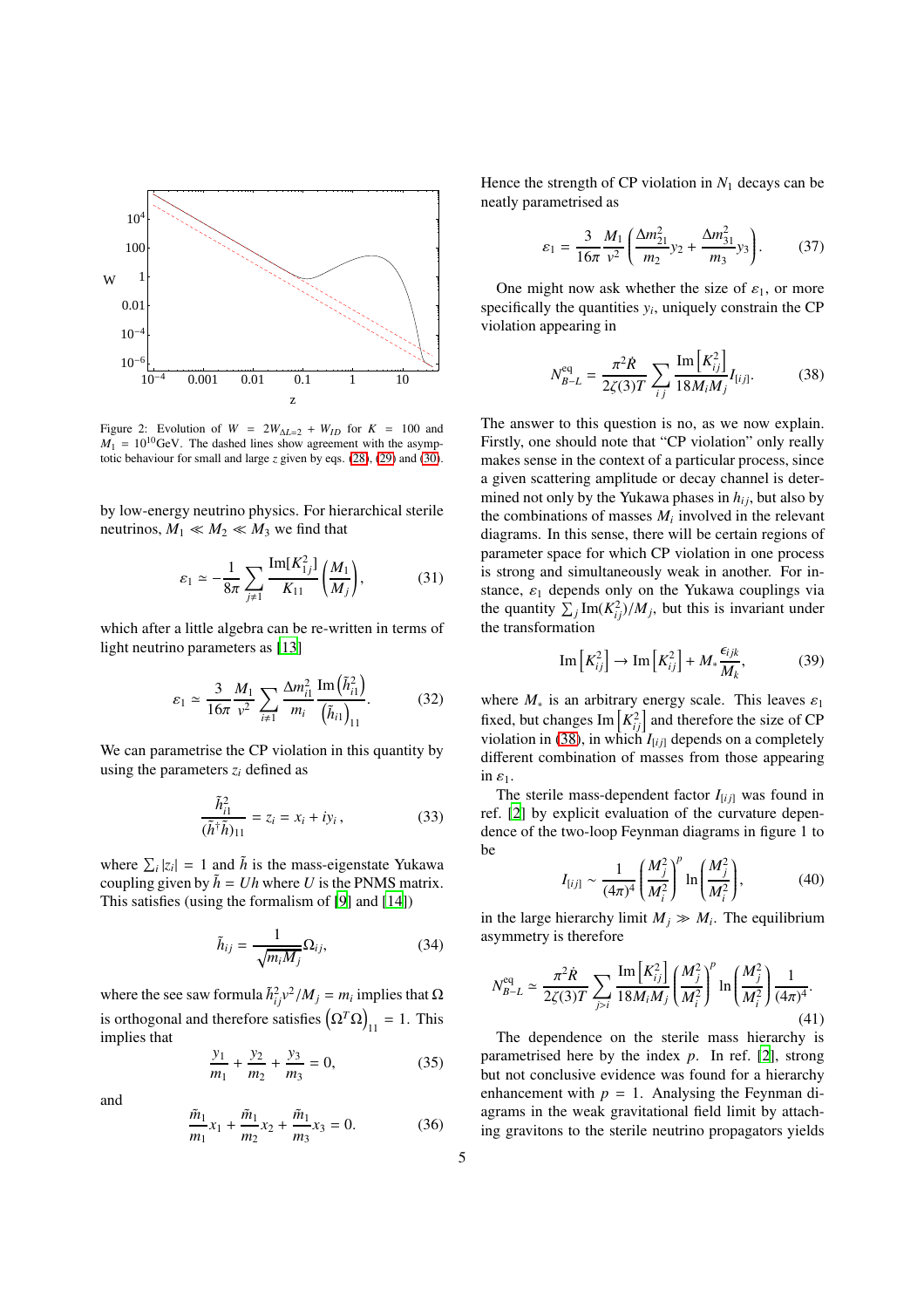Figure 2: Evolution of $W = 2W_{\Delta L=2} + W_{ID}$ for $K = 100$ and $M_1 = 10^{10}$GeV. The dashed lines show agreement with the asymptotic behaviour for small and large $z$ given by eqs. (28), (29) and (30).

by low-energy neutrino physics. For hierarchical sterile neutrinos, $M_1 \ll M_2 \ll M_3$ we find that

$$\varepsilon_1 \simeq -\frac{1}{8\pi}\sum_{j\neq 1}\frac{\mathrm{Im}[K_{1j}^2]}{K_{11}}\left(\frac{M_1}{M_j}\right), \tag{31}$$

which after a little algebra can be re-written in terms of light neutrino parameters as [13]

$$\varepsilon_1 \simeq \frac{3}{16\pi}\frac{M_1}{v^2}\sum_{i\neq 1}\frac{\Delta m_{i1}^2}{m_i}\frac{\mathrm{Im}\left(\tilde{h}_{i1}^2\right)}{\left(\tilde{h}_{i1}\right)_{11}}. \tag{32}$$

We can parametrise the CP violation in this quantity by using the parameters $z_i$ defined as

$$\frac{\tilde{h}_{i1}^2}{(\tilde{h}^\dagger\tilde{h})_{11}} = z_i = x_i + iy_i\,, \tag{33}$$

where $\sum_i |z_i| = 1$ and $\tilde{h}$ is the mass-eigenstate Yukawa coupling given by $\tilde{h} = Uh$ where $U$ is the PNMS matrix. This satisfies (using the formalism of [9] and [14])

$$\tilde{h}_{ij} = \frac{1}{\sqrt{m_i M_j}}\Omega_{ij}, \tag{34}$$

where the see saw formula $\tilde{h}_{ij}^2 v^2/M_j = m_i$ implies that $\Omega$ is orthogonal and therefore satisfies $\left(\Omega^T\Omega\right)_{11} = 1$. This implies that

$$\frac{y_1}{m_1} + \frac{y_2}{m_2} + \frac{y_3}{m_3} = 0, \tag{35}$$

and

$$\frac{\tilde{m}_1}{m_1}x_1 + \frac{\tilde{m}_1}{m_2}x_2 + \frac{\tilde{m}_1}{m_3}x_3 = 0. \tag{36}$$

Hence the strength of CP violation in $N_1$ decays can be neatly parametrised as

$$\varepsilon_1 = \frac{3}{16\pi}\frac{M_1}{v^2}\left(\frac{\Delta m_{21}^2}{m_2}y_2 + \frac{\Delta m_{31}^2}{m_3}y_3\right). \tag{37}$$

One might now ask whether the size of $\varepsilon_1$, or more specifically the quantities $y_i$, uniquely constrain the CP violation appearing in

$$N_{B-L}^{\mathrm{eq}} = \frac{\pi^2\dot{R}}{2\zeta(3)T}\sum_{ij}\frac{\mathrm{Im}\left[K_{ij}^2\right]}{18M_iM_j}I_{[ij]}. \tag{38}$$

The answer to this question is no, as we now explain. Firstly, one should note that "CP violation" only really makes sense in the context of a particular process, since a given scattering amplitude or decay channel is determined not only by the Yukawa phases in $h_{ij}$, but also by the combinations of masses $M_i$ involved in the relevant diagrams. In this sense, there will be certain regions of parameter space for which CP violation in one process is strong and simultaneously weak in another. For instance, $\varepsilon_1$ depends only on the Yukawa couplings via the quantity $\sum_j \mathrm{Im}(K_{ij}^2)/M_j$, but this is invariant under the transformation

$$\mathrm{Im}\left[K_{ij}^2\right] \to \mathrm{Im}\left[K_{ij}^2\right] + M_*\frac{\epsilon_{ijk}}{M_k}, \tag{39}$$

where $M_*$ is an arbitrary energy scale. This leaves $\varepsilon_1$ fixed, but changes $\mathrm{Im}\left[K_{ij}^2\right]$ and therefore the size of CP violation in (38), in which $I_{[ij]}$ depends on a completely different combination of masses from those appearing in $\varepsilon_1$.

The sterile mass-dependent factor $I_{[ij]}$ was found in ref. [2] by explicit evaluation of the curvature dependence of the two-loop Feynman diagrams in figure 1 to be

$$I_{[ij]} \sim \frac{1}{(4\pi)^4}\left(\frac{M_j^2}{M_i^2}\right)^p \ln\left(\frac{M_j^2}{M_i^2}\right), \tag{40}$$

in the large hierarchy limit $M_j \gg M_i$. The equilibrium asymmetry is therefore

$$N_{B-L}^{\mathrm{eq}} \simeq \frac{\pi^2\dot{R}}{2\zeta(3)T}\sum_{j>i}\frac{\mathrm{Im}\left[K_{ij}^2\right]}{18M_iM_j}\left(\frac{M_j^2}{M_i^2}\right)^p \ln\left(\frac{M_j^2}{M_i^2}\right)\frac{1}{(4\pi)^4}. \tag{41}$$

The dependence on the sterile mass hierarchy is parametrised here by the index $p$. In ref. [2], strong but not conclusive evidence was found for a hierarchy enhancement with $p = 1$. Analysing the Feynman diagrams in the weak gravitational field limit by attaching gravitons to the sterile neutrino propagators yields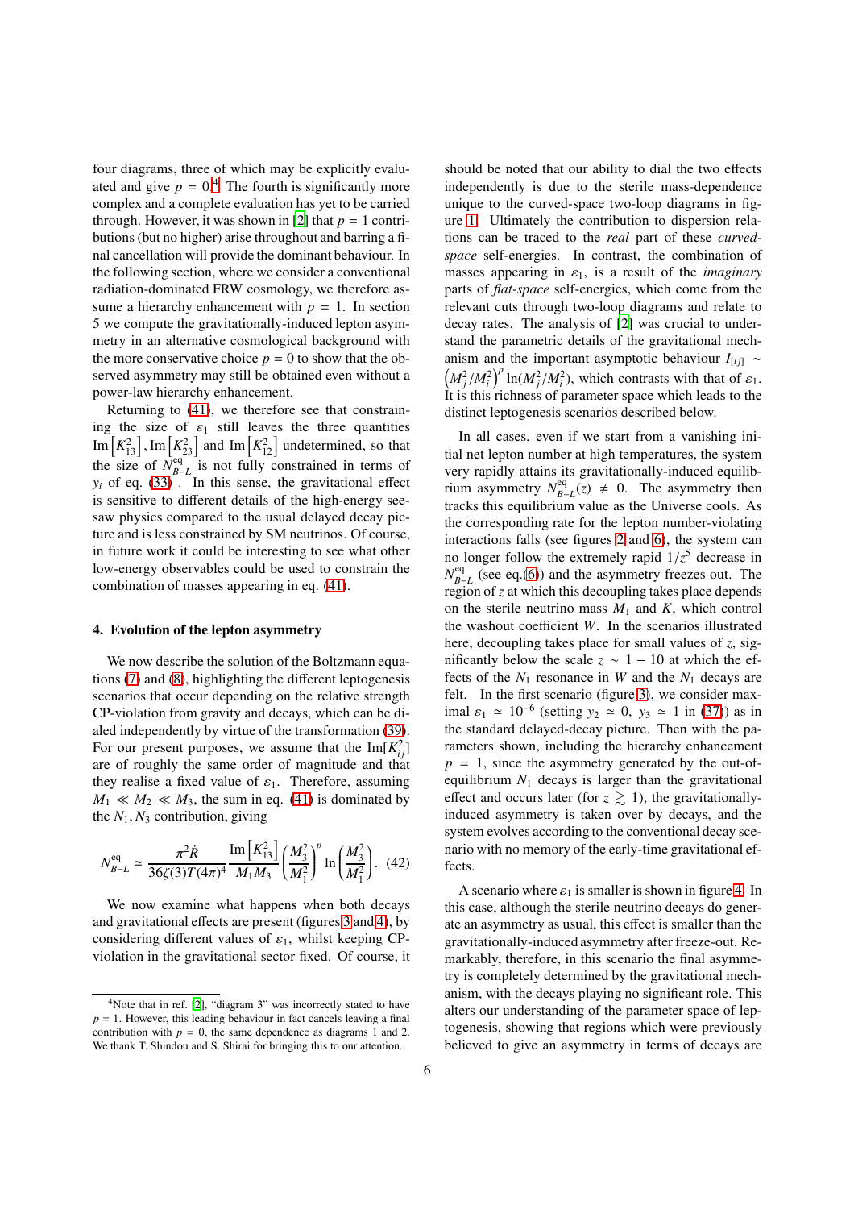four diagrams, three of which may be explicitly evaluated and give $p = 0$.[4] The fourth is significantly more complex and a complete evaluation has yet to be carried through. However, it was shown in [2] that $p = 1$ contributions (but no higher) arise throughout and barring a final cancellation will provide the dominant behaviour. In the following section, where we consider a conventional radiation-dominated FRW cosmology, we therefore assume a hierarchy enhancement with $p = 1$. In section 5 we compute the gravitationally-induced lepton asymmetry in an alternative cosmological background with the more conservative choice $p = 0$ to show that the observed asymmetry may still be obtained even without a power-law hierarchy enhancement.

Returning to (41), we therefore see that constraining the size of $\varepsilon_1$ still leaves the three quantities $\mathrm{Im}\left[K_{13}^2\right], \mathrm{Im}\left[K_{23}^2\right]$ and $\mathrm{Im}\left[K_{12}^2\right]$ undetermined, so that the size of $N_{B-L}^{\rm eq}$ is not fully constrained in terms of $y_i$ of eq. (33) . In this sense, the gravitational effect is sensitive to different details of the high-energy seesaw physics compared to the usual delayed decay picture and is less constrained by SM neutrinos. Of course, in future work it could be interesting to see what other low-energy observables could be used to constrain the combination of masses appearing in eq. (41).

## 4. Evolution of the lepton asymmetry

We now describe the solution of the Boltzmann equations (7) and (8), highlighting the different leptogenesis scenarios that occur depending on the relative strength CP-violation from gravity and decays, which can be dialed independently by virtue of the transformation (39). For our present purposes, we assume that the $\mathrm{Im}[K_{ij}^2]$ are of roughly the same order of magnitude and that they realise a fixed value of $\varepsilon_1$. Therefore, assuming $M_1 \ll M_2 \ll M_3$, the sum in eq. (41) is dominated by the $N_1, N_3$ contribution, giving

$$N_{B-L}^{\rm eq} \simeq \frac{\pi^2 \dot{R}}{36\zeta(3)T(4\pi)^4} \frac{\mathrm{Im}\left[K_{13}^2\right]}{M_1 M_3} \left(\frac{M_3^2}{M_1^2}\right)^p \ln\left(\frac{M_3^2}{M_1^2}\right). \quad (42)$$

We now examine what happens when both decays and gravitational effects are present (figures 3 and 4), by considering different values of $\varepsilon_1$, whilst keeping CP-violation in the gravitational sector fixed. Of course, it should be noted that our ability to dial the two effects independently is due to the sterile mass-dependence unique to the curved-space two-loop diagrams in figure 1. Ultimately the contribution to dispersion relations can be traced to the *real* part of these *curved-space* self-energies. In contrast, the combination of masses appearing in $\varepsilon_1$, is a result of the *imaginary* parts of *flat-space* self-energies, which come from the relevant cuts through two-loop diagrams and relate to decay rates. The analysis of [2] was crucial to understand the parametric details of the gravitational mechanism and the important asymptotic behaviour $I_{[ij]} \sim \left(M_j^2/M_i^2\right)^p \ln(M_j^2/M_i^2)$, which contrasts with that of $\varepsilon_1$. It is this richness of parameter space which leads to the distinct leptogenesis scenarios described below.

In all cases, even if we start from a vanishing initial net lepton number at high temperatures, the system very rapidly attains its gravitationally-induced equilibrium asymmetry $N_{B-L}^{\rm eq}(z) \neq 0$. The asymmetry then tracks this equilibrium value as the Universe cools. As the corresponding rate for the lepton number-violating interactions falls (see figures 2 and 6), the system can no longer follow the extremely rapid $1/z^5$ decrease in $N_{B-L}^{\rm eq}$ (see eq.(6)) and the asymmetry freezes out. The region of $z$ at which this decoupling takes place depends on the sterile neutrino mass $M_1$ and $K$, which control the washout coefficient $W$. In the scenarios illustrated here, decoupling takes place for small values of $z$, significantly below the scale $z \sim 1 - 10$ at which the effects of the $N_1$ resonance in $W$ and the $N_1$ decays are felt. In the first scenario (figure 3), we consider maximal $\varepsilon_1 \simeq 10^{-6}$ (setting $y_2 \simeq 0$, $y_3 \simeq 1$ in (37)) as in the standard delayed-decay picture. Then with the parameters shown, including the hierarchy enhancement $p = 1$, since the asymmetry generated by the out-of-equilibrium $N_1$ decays is larger than the gravitational effect and occurs later (for $z \gtrsim 1$), the gravitationally-induced asymmetry is taken over by decays, and the system evolves according to the conventional decay scenario with no memory of the early-time gravitational effects.

A scenario where $\varepsilon_1$ is smaller is shown in figure 4. In this case, although the sterile neutrino decays do generate an asymmetry as usual, this effect is smaller than the gravitationally-induced asymmetry after freeze-out. Remarkably, therefore, in this scenario the final asymmetry is completely determined by the gravitational mechanism, with the decays playing no significant role. This alters our understanding of the parameter space of leptogenesis, showing that regions which were previously believed to give an asymmetry in terms of decays are

[4] Note that in ref. [2], "diagram 3" was incorrectly stated to have $p = 1$. However, this leading behaviour in fact cancels leaving a final contribution with $p = 0$, the same dependence as diagrams 1 and 2. We thank T. Shindou and S. Shirai for bringing this to our attention.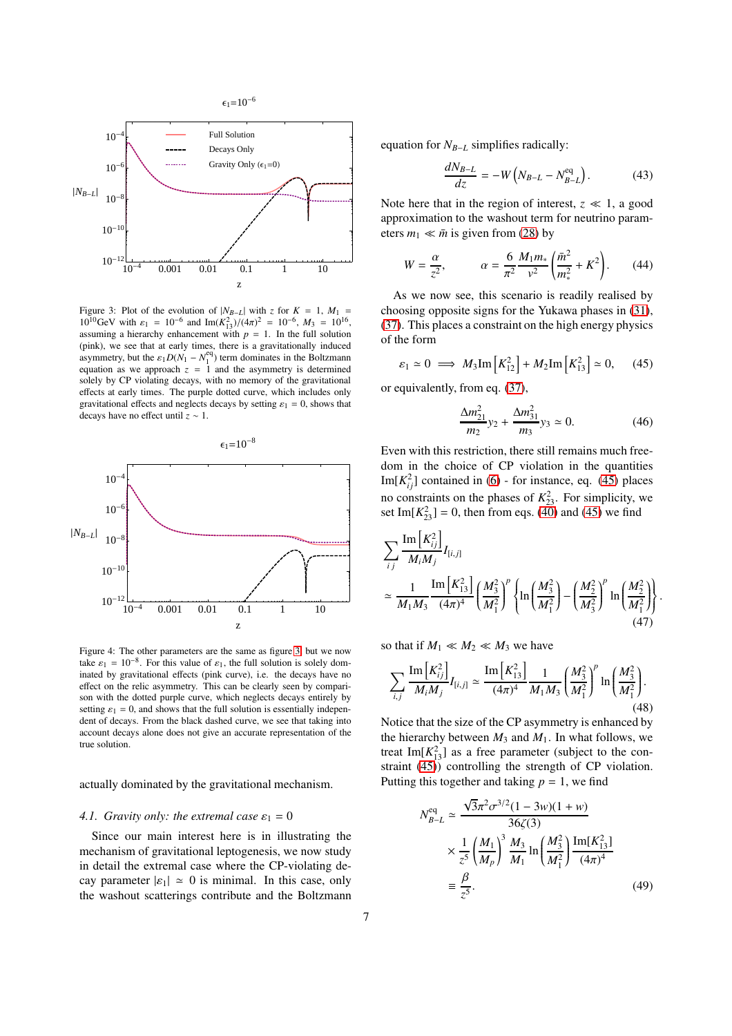Figure 3: Plot of the evolution of $|N_{B-L}|$ with $z$ for $K = 1$, $M_1 = 10^{10}$GeV with $\varepsilon_1 = 10^{-6}$ and $\text{Im}(K_{13}^2)/(4\pi)^2 = 10^{-6}$, $M_3 = 10^{16}$, assuming a hierarchy enhancement with $p = 1$. In the full solution (pink), we see that at early times, there is a gravitationally induced asymmetry, but the $\varepsilon_1 D(N_1 - N_1^{\text{eq}})$ term dominates in the Boltzmann equation as we approach $z = 1$ and the asymmetry is determined solely by CP violating decays, with no memory of the gravitational effects at early times. The purple dotted curve, which includes only gravitational effects and neglects decays by setting $\varepsilon_1 = 0$, shows that decays have no effect until $z \sim 1$.

Figure 4: The other parameters are the same as figure 3 but we now take $\varepsilon_1 = 10^{-8}$. For this value of $\varepsilon_1$, the full solution is solely dominated by gravitational effects (pink curve), i.e. the decays have no effect on the relic asymmetry. This can be clearly seen by comparison with the dotted purple curve, which neglects decays entirely by setting $\varepsilon_1 = 0$, and shows that the full solution is essentially independent of decays. From the black dashed curve, we see that taking into account decays alone does not give an accurate representation of the true solution.

actually dominated by the gravitational mechanism.

### 4.1. Gravity only: the extremal case $\varepsilon_1 = 0$

Since our main interest here is in illustrating the mechanism of gravitational leptogenesis, we now study in detail the extremal case where the CP-violating decay parameter $|\varepsilon_1| \simeq 0$ is minimal. In this case, only the washout scatterings contribute and the Boltzmann equation for $N_{B-L}$ simplifies radically:

$$\frac{dN_{B-L}}{dz} = -W\left(N_{B-L} - N_{B-L}^{\text{eq}}\right). \tag{43}$$

Note here that in the region of interest, $z \ll 1$, a good approximation to the washout term for neutrino parameters $m_1 \ll \bar{m}$ is given from (28) by

$$W = \frac{\alpha}{z^2}, \qquad \alpha = \frac{6}{\pi^2}\frac{M_1 m_*}{v^2}\left(\frac{\bar{m}^2}{m_*^2} + K^2\right). \tag{44}$$

As we now see, this scenario is readily realised by choosing opposite signs for the Yukawa phases in (31), (37). This places a constraint on the high energy physics of the form

$$\varepsilon_1 \simeq 0 \implies M_3 \text{Im}\left[K_{12}^2\right] + M_2 \text{Im}\left[K_{13}^2\right] \simeq 0, \tag{45}$$

or equivalently, from eq. (37),

$$\frac{\Delta m_{21}^2}{m_2} y_2 + \frac{\Delta m_{31}^2}{m_3} y_3 \simeq 0. \tag{46}$$

Even with this restriction, there still remains much freedom in the choice of CP violation in the quantities $\text{Im}[K_{ij}^2]$ contained in (6) - for instance, eq. (45) places no constraints on the phases of $K_{23}^2$. For simplicity, we set $\text{Im}[K_{23}^2] = 0$, then from eqs. (40) and (45) we find

$$\sum_{i\,j} \frac{\text{Im}\left[K_{ij}^2\right]}{M_i M_j} I_{[i,j]} \simeq \frac{1}{M_1 M_3}\frac{\text{Im}\left[K_{13}^2\right]}{(4\pi)^4}\left(\frac{M_3^2}{M_1^2}\right)^p \left\{\ln\left(\frac{M_3^2}{M_1^2}\right) - \left(\frac{M_2^2}{M_3^2}\right)^p \ln\left(\frac{M_2^2}{M_1^2}\right)\right\}. \tag{47}$$

so that if $M_1 \ll M_2 \ll M_3$ we have

$$\sum_{i,j} \frac{\text{Im}\left[K_{ij}^2\right]}{M_i M_j} I_{[i,j]} \simeq \frac{\text{Im}\left[K_{13}^2\right]}{(4\pi)^4}\frac{1}{M_1 M_3}\left(\frac{M_3^2}{M_1^2}\right)^p \ln\left(\frac{M_3^2}{M_1^2}\right). \tag{48}$$

Notice that the size of the CP asymmetry is enhanced by the hierarchy between $M_3$ and $M_1$. In what follows, we treat $\text{Im}[K_{13}^2]$ as a free parameter (subject to the constraint (45)) controlling the strength of CP violation. Putting this together and taking $p = 1$, we find

$$\begin{aligned} N_{B-L}^{\text{eq}} &\simeq \frac{\sqrt{3}\pi^2\sigma^{3/2}(1-3w)(1+w)}{36\zeta(3)} \\ &\times \frac{1}{z^5}\left(\frac{M_1}{M_p}\right)^3 \frac{M_3}{M_1}\ln\left(\frac{M_3^2}{M_1^2}\right)\frac{\text{Im}[K_{13}^2]}{(4\pi)^4} \\ &\equiv \frac{\beta}{z^5}. \end{aligned} \tag{49}$$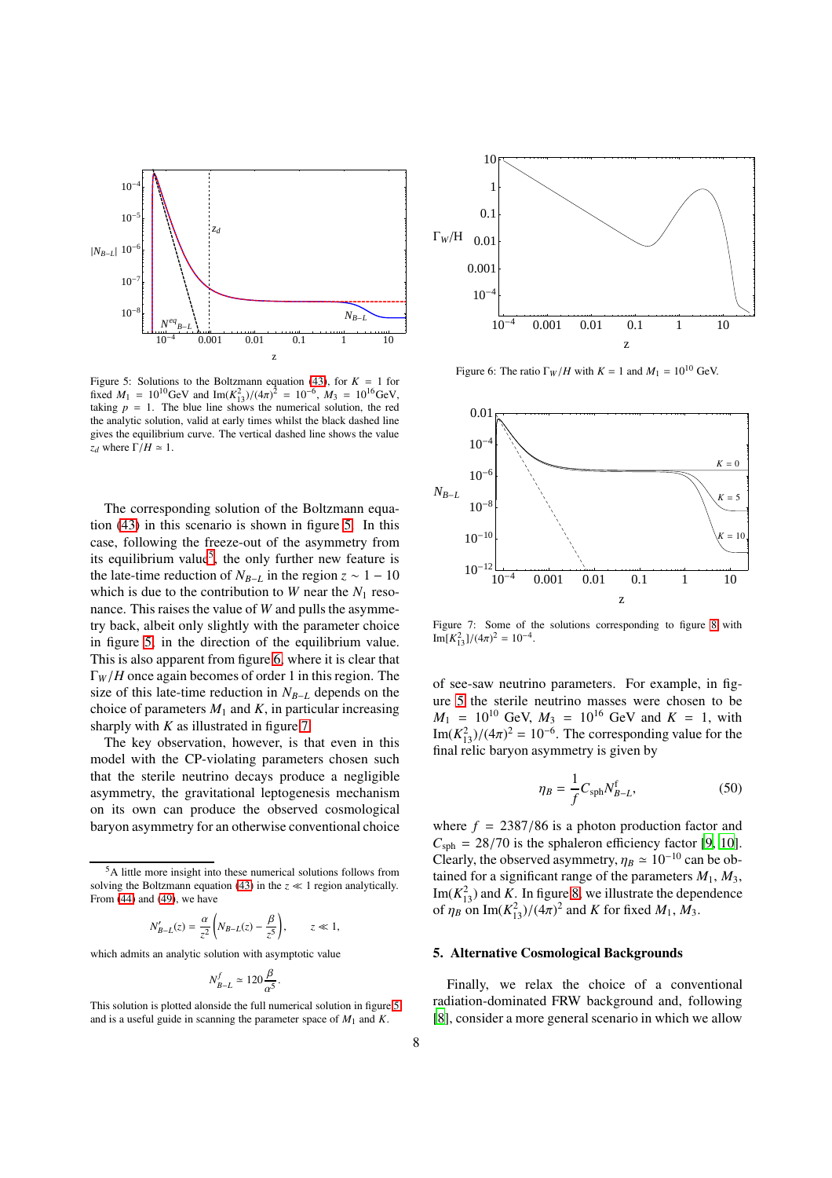Figure 5: Solutions to the Boltzmann equation (43), for $K = 1$ for fixed $M_1 = 10^{10}$GeV and $\text{Im}(K_{13}^2)/(4\pi)^2 = 10^{-6}$, $M_3 = 10^{16}$GeV, taking $p = 1$. The blue line shows the numerical solution, the red the analytic solution, valid at early times whilst the black dashed line gives the equilibrium curve. The vertical dashed line shows the value $z_d$ where $\Gamma/H \simeq 1$.

Figure 6: The ratio $\Gamma_W/H$ with $K = 1$ and $M_1 = 10^{10}$ GeV.

Figure 7: Some of the solutions corresponding to figure 8 with $\text{Im}[K_{13}^2]/(4\pi)^2 = 10^{-4}$.

The corresponding solution of the Boltzmann equation (43) in this scenario is shown in figure 5. In this case, following the freeze-out of the asymmetry from its equilibrium value[5], the only further new feature is the late-time reduction of $N_{B-L}$ in the region $z \sim 1-10$ which is due to the contribution to $W$ near the $N_1$ resonance. This raises the value of $W$ and pulls the asymmetry back, albeit only slightly with the parameter choice in figure 5, in the direction of the equilibrium value. This is also apparent from figure 6, where it is clear that $\Gamma_W/H$ once again becomes of order 1 in this region. The size of this late-time reduction in $N_{B-L}$ depends on the choice of parameters $M_1$ and $K$, in particular increasing sharply with $K$ as illustrated in figure 7.

The key observation, however, is that even in this model with the CP-violating parameters chosen such that the sterile neutrino decays produce a negligible asymmetry, the gravitational leptogenesis mechanism on its own can produce the observed cosmological baryon asymmetry for an otherwise conventional choice of see-saw neutrino parameters. For example, in figure 5 the sterile neutrino masses were chosen to be $M_1 = 10^{10}$ GeV, $M_3 = 10^{16}$ GeV and $K = 1$, with $\text{Im}(K_{13}^2)/(4\pi)^2 = 10^{-6}$. The corresponding value for the final relic baryon asymmetry is given by

$$\eta_B = \frac{1}{f} C_{\text{sph}} N_{B-L}^{\text{f}}, \tag{50}$$

where $f = 2387/86$ is a photon production factor and $C_{\text{sph}} = 28/70$ is the sphaleron efficiency factor [9, 10]. Clearly, the observed asymmetry, $\eta_B \simeq 10^{-10}$ can be obtained for a significant range of the parameters $M_1$, $M_3$, $\text{Im}(K_{13}^2)$ and $K$. In figure 8, we illustrate the dependence of $\eta_B$ on $\text{Im}(K_{13}^2)/(4\pi)^2$ and $K$ for fixed $M_1$, $M_3$.

## 5. Alternative Cosmological Backgrounds

Finally, we relax the choice of a conventional radiation-dominated FRW background and, following [8], consider a more general scenario in which we allow

---

[5] A little more insight into these numerical solutions follows from solving the Boltzmann equation (43) in the $z \ll 1$ region analytically. From (44) and (49), we have

$$N_{B-L}'(z) = \frac{\alpha}{z^2}\left(N_{B-L}(z) - \frac{\beta}{z^5}\right), \qquad z \ll 1,$$

which admits an analytic solution with asymptotic value

$$N_{B-L}^f \simeq 120 \frac{\beta}{\alpha^5}.$$

This solution is plotted alonside the full numerical solution in figure 5 and is a useful guide in scanning the parameter space of $M_1$ and $K$.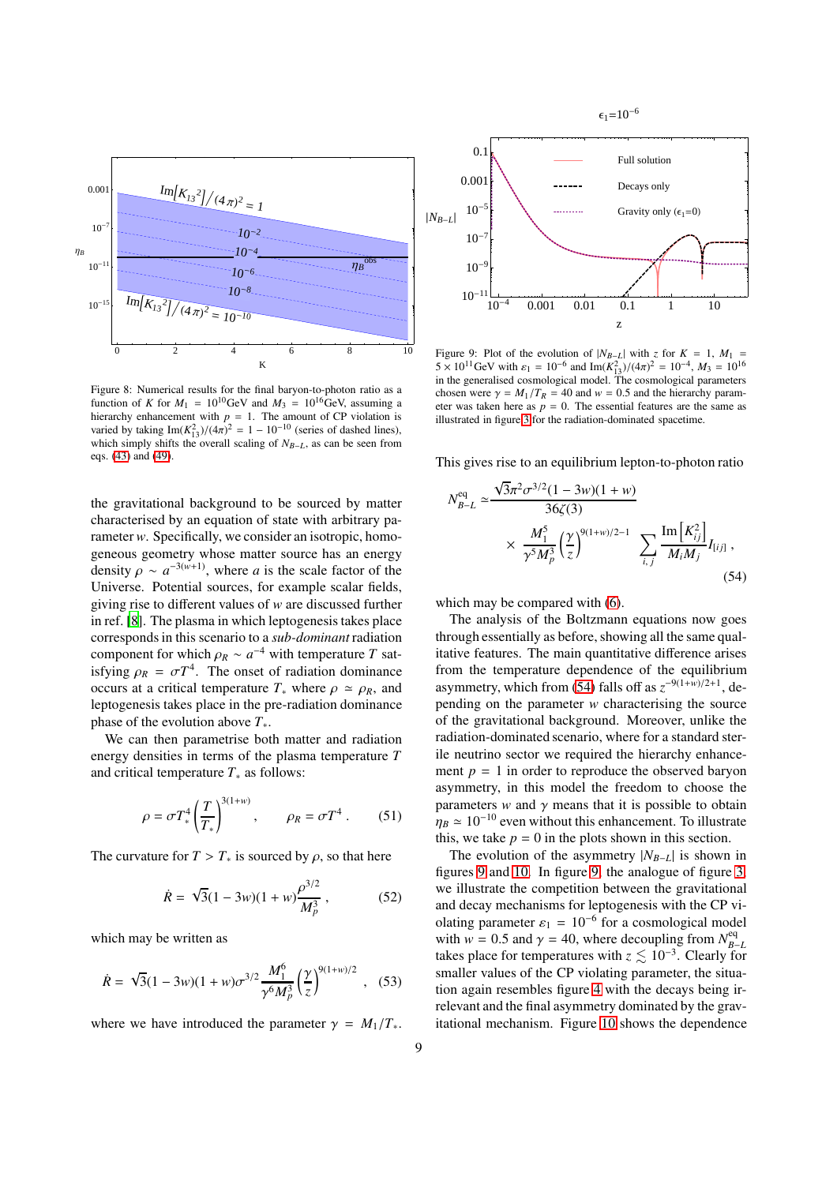Figure 8: Numerical results for the final baryon-to-photon ratio as a function of $K$ for $M_1 = 10^{10}$GeV and $M_3 = 10^{16}$GeV, assuming a hierarchy enhancement with $p = 1$. The amount of CP violation is varied by taking $\mathrm{Im}(K_{13}^2)/(4\pi)^2 = 1 - 10^{-10}$ (series of dashed lines), which simply shifts the overall scaling of $N_{B-L}$, as can be seen from eqs. (43) and (49).

the gravitational background to be sourced by matter characterised by an equation of state with arbitrary parameter $w$. Specifically, we consider an isotropic, homogeneous geometry whose matter source has an energy density $\rho \sim a^{-3(w+1)}$, where $a$ is the scale factor of the Universe. Potential sources, for example scalar fields, giving rise to different values of $w$ are discussed further in ref. [8]. The plasma in which leptogenesis takes place corresponds in this scenario to a *sub-dominant* radiation component for which $\rho_R \sim a^{-4}$ with temperature $T$ satisfying $\rho_R = \sigma T^4$. The onset of radiation dominance occurs at a critical temperature $T_*$ where $\rho \simeq \rho_R$, and leptogenesis takes place in the pre-radiation dominance phase of the evolution above $T_*$.

We can then parametrise both matter and radiation energy densities in terms of the plasma temperature $T$ and critical temperature $T_*$ as follows:

$$\rho = \sigma T_*^4 \left(\frac{T}{T_*}\right)^{3(1+w)}, \qquad \rho_R = \sigma T^4 \, . \tag{51}$$

The curvature for $T > T_*$ is sourced by $\rho$, so that here

$$\dot{R} = \sqrt{3}(1-3w)(1+w)\frac{\rho^{3/2}}{M_p^3} \, , \tag{52}$$

which may be written as

$$\dot{R} = \sqrt{3}(1-3w)(1+w)\sigma^{3/2}\frac{M_1^6}{\gamma^6 M_p^3}\left(\frac{\gamma}{z}\right)^{9(1+w)/2} \, , \tag{53}$$

where we have introduced the parameter $\gamma = M_1/T_*$.

Figure 9: Plot of the evolution of $|N_{B-L}|$ with $z$ for $K = 1$, $M_1 = 5 \times 10^{11}$GeV with $\varepsilon_1 = 10^{-6}$ and $\mathrm{Im}(K_{13}^2)/(4\pi)^2 = 10^{-4}$, $M_3 = 10^{16}$ in the generalised cosmological model. The cosmological parameters chosen were $\gamma = M_1/T_R = 40$ and $w = 0.5$ and the hierarchy parameter was taken here as $p = 0$. The essential features are the same as illustrated in figure 3 for the radiation-dominated spacetime.

This gives rise to an equilibrium lepton-to-photon ratio

$$N_{B-L}^{\mathrm{eq}} \simeq \frac{\sqrt{3}\pi^2\sigma^{3/2}(1-3w)(1+w)}{36\zeta(3)} \times \frac{M_1^5}{\gamma^5 M_p^3}\left(\frac{\gamma}{z}\right)^{9(1+w)/2-1} \sum_{i,j}\frac{\mathrm{Im}\left[K_{ij}^2\right]}{M_i M_j} I_{[ij]} \, , \tag{54}$$

which may be compared with (6).

The analysis of the Boltzmann equations now goes through essentially as before, showing all the same qualitative features. The main quantitative difference arises from the temperature dependence of the equilibrium asymmetry, which from (54) falls off as $z^{-9(1+w)/2+1}$, depending on the parameter $w$ characterising the source of the gravitational background. Moreover, unlike the radiation-dominated scenario, where for a standard sterile neutrino sector we required the hierarchy enhancement $p = 1$ in order to reproduce the observed baryon asymmetry, in this model the freedom to choose the parameters $w$ and $\gamma$ means that it is possible to obtain $\eta_B \simeq 10^{-10}$ even without this enhancement. To illustrate this, we take $p = 0$ in the plots shown in this section.

The evolution of the asymmetry $|N_{B-L}|$ is shown in figures 9 and 10. In figure 9, the analogue of figure 3, we illustrate the competition between the gravitational and decay mechanisms for leptogenesis with the CP violating parameter $\varepsilon_1 = 10^{-6}$ for a cosmological model with $w = 0.5$ and $\gamma = 40$, where decoupling from $N_{B-L}^{\mathrm{eq}}$ takes place for temperatures with $z \lesssim 10^{-3}$. Clearly for smaller values of the CP violating parameter, the situation again resembles figure 4 with the decays being irrelevant and the final asymmetry dominated by the gravitational mechanism. Figure 10 shows the dependence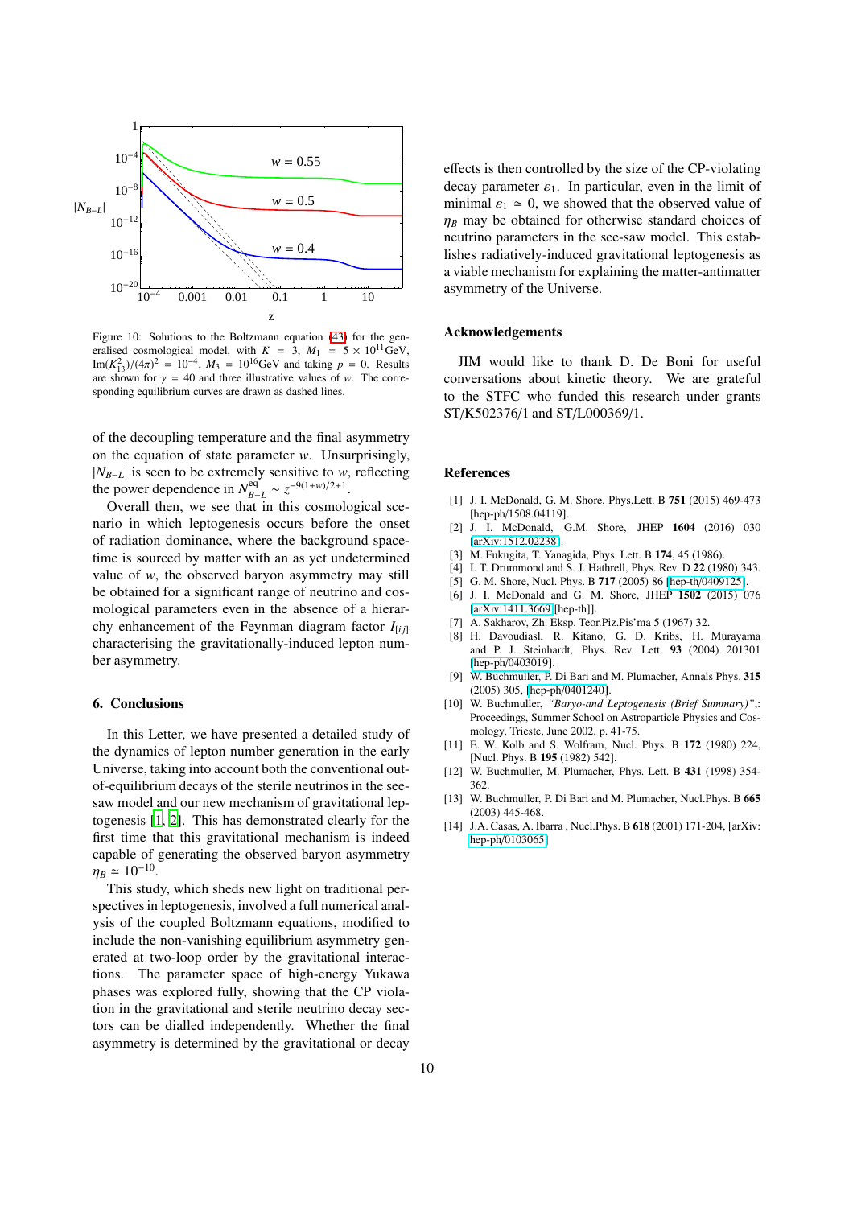1

$10^{-4}$

$10^{-8}$

$|N_{B-L}|$

$10^{-12}$

$10^{-16}$

$10^{-20}$

$10^{-4}$ 0.001 0.01 0.1 1 10

z

$w = 0.55$

$w = 0.5$

$w = 0.4$

Figure 10: Solutions to the Boltzmann equation (43) for the generalised cosmological model, with $K = 3$, $M_1 = 5 \times 10^{11}$GeV, $\mathrm{Im}(K_{13}^2)/(4\pi)^2 = 10^{-4}$, $M_3 = 10^{16}$GeV and taking $p = 0$. Results are shown for $\gamma = 40$ and three illustrative values of $w$. The corresponding equilibrium curves are drawn as dashed lines.

of the decoupling temperature and the final asymmetry on the equation of state parameter $w$. Unsurprisingly, $|N_{B-L}|$ is seen to be extremely sensitive to $w$, reflecting the power dependence in $N_{B-L}^{\mathrm{eq}} \sim z^{-9(1+w)/2+1}$.

Overall then, we see that in this cosmological scenario in which leptogenesis occurs before the onset of radiation dominance, where the background spacetime is sourced by matter with an as yet undetermined value of $w$, the observed baryon asymmetry may still be obtained for a significant range of neutrino and cosmological parameters even in the absence of a hierarchy enhancement of the Feynman diagram factor $I_{[ij]}$ characterising the gravitationally-induced lepton number asymmetry.

## 6. Conclusions

In this Letter, we have presented a detailed study of the dynamics of lepton number generation in the early Universe, taking into account both the conventional out-of-equilibrium decays of the sterile neutrinos in the see-saw model and our new mechanism of gravitational leptogenesis [1, 2]. This has demonstrated clearly for the first time that this gravitational mechanism is indeed capable of generating the observed baryon asymmetry $\eta_B \simeq 10^{-10}$.

This study, which sheds new light on traditional perspectives in leptogenesis, involved a full numerical analysis of the coupled Boltzmann equations, modified to include the non-vanishing equilibrium asymmetry generated at two-loop order by the gravitational interactions. The parameter space of high-energy Yukawa phases was explored fully, showing that the CP violation in the gravitational and sterile neutrino decay sectors can be dialled independently. Whether the final asymmetry is determined by the gravitational or decay effects is then controlled by the size of the CP-violating decay parameter $\varepsilon_1$. In particular, even in the limit of minimal $\varepsilon_1 \simeq 0$, we showed that the observed value of $\eta_B$ may be obtained for otherwise standard choices of neutrino parameters in the see-saw model. This establishes radiatively-induced gravitational leptogenesis as a viable mechanism for explaining the matter-antimatter asymmetry of the Universe.

## Acknowledgements

JIM would like to thank D. De Boni for useful conversations about kinetic theory. We are grateful to the STFC who funded this research under grants ST/K502376/1 and ST/L000369/1.

## References

[1] J. I. McDonald, G. M. Shore, Phys.Lett. B **751** (2015) 469-473 [hep-ph/1508.04119].

[2] J. I. McDonald, G.M. Shore, JHEP **1604** (2016) 030 [arXiv:1512.02238].

[3] M. Fukugita, T. Yanagida, Phys. Lett. B **174**, 45 (1986).

[4] I. T. Drummond and S. J. Hathrell, Phys. Rev. D **22** (1980) 343.

[5] G. M. Shore, Nucl. Phys. B **717** (2005) 86 [hep-th/0409125].

[6] J. I. McDonald and G. M. Shore, JHEP **1502** (2015) 076 [arXiv:1411.3669 [hep-th]].

[7] A. Sakharov, Zh. Eksp. Teor.Piz.Pis'ma 5 (1967) 32.

[8] H. Davoudiasl, R. Kitano, G. D. Kribs, H. Murayama and P. J. Steinhardt, Phys. Rev. Lett. **93** (2004) 201301 [hep-ph/0403019].

[9] W. Buchmuller, P. Di Bari and M. Plumacher, Annals Phys. **315** (2005) 305, [hep-ph/0401240].

[10] W. Buchmuller, *"Baryo-and Leptogenesis (Brief Summary)"*,: Proceedings, Summer School on Astroparticle Physics and Cosmology, Trieste, June 2002, p. 41-75.

[11] E. W. Kolb and S. Wolfram, Nucl. Phys. B **172** (1980) 224, [Nucl. Phys. B **195** (1982) 542].

[12] W. Buchmuller, M. Plumacher, Phys. Lett. B **431** (1998) 354-362.

[13] W. Buchmuller, P. Di Bari and M. Plumacher, Nucl.Phys. B **665** (2003) 445-468.

[14] J.A. Casas, A. Ibarra , Nucl.Phys. B **618** (2001) 171-204, [arXiv: hep-ph/0103065]